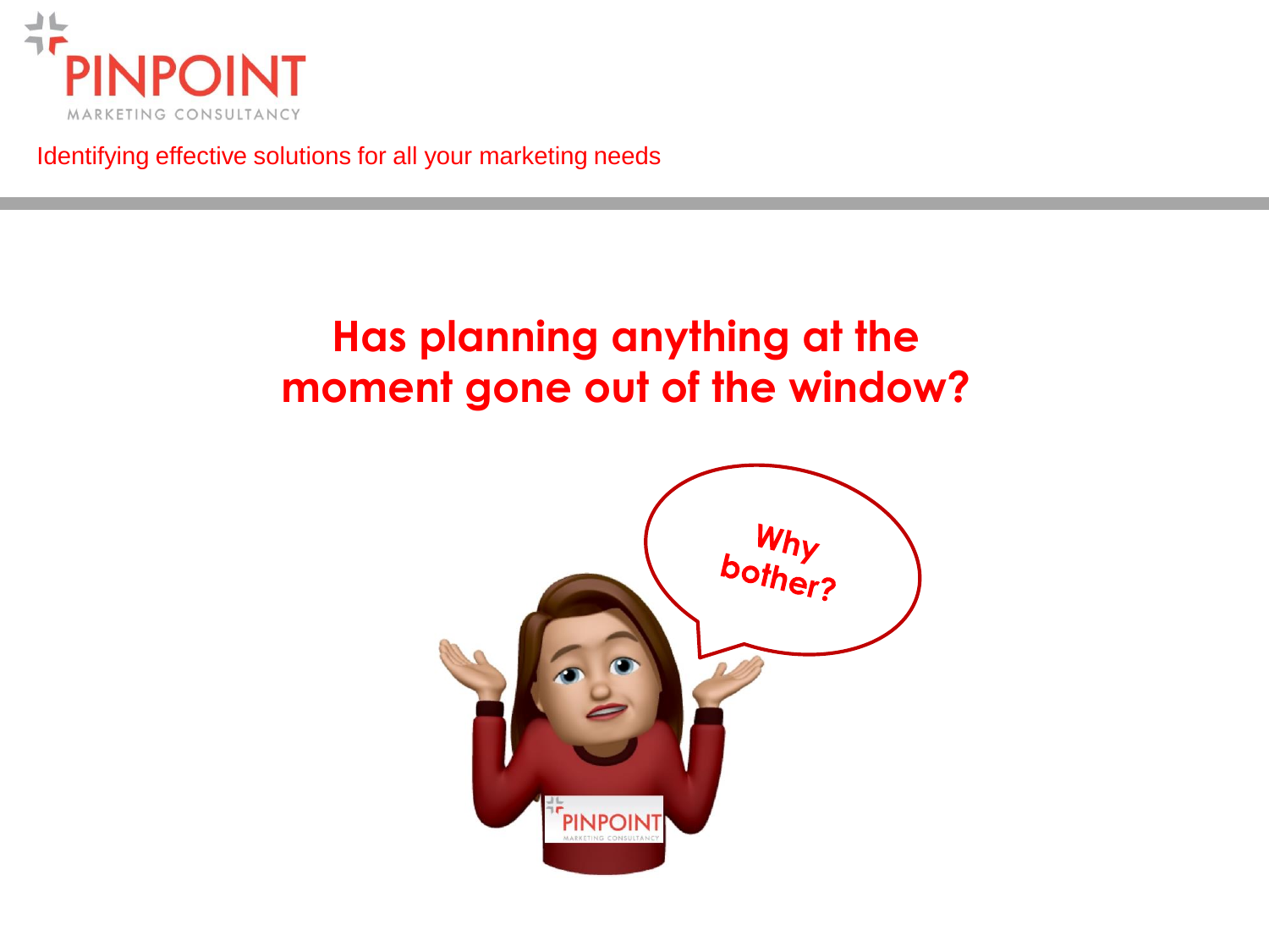# Has planning anything at the moment gone out of the window?

Why bother?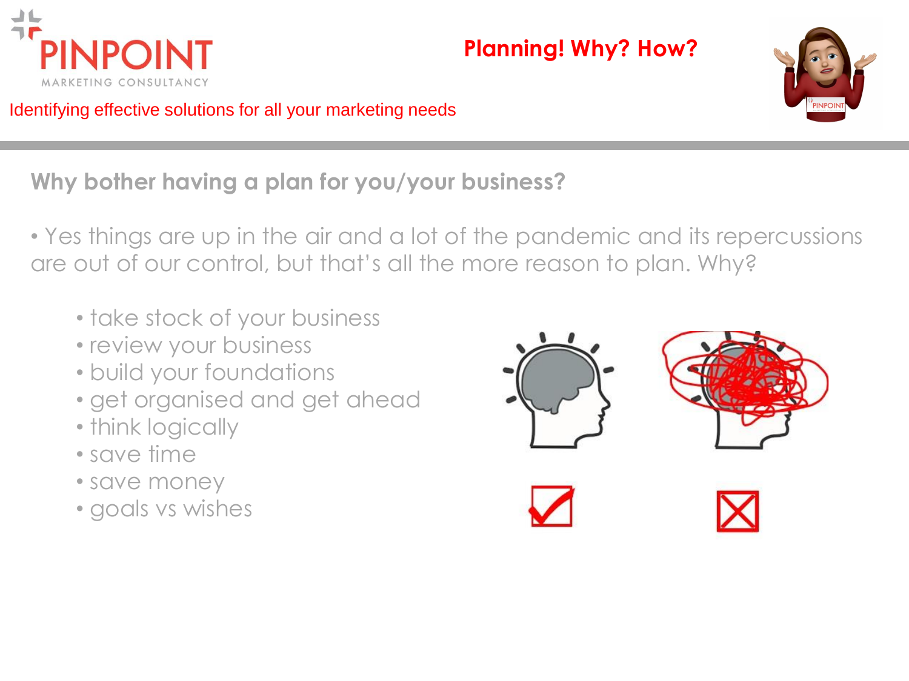PINPOINT

MARKETING CONSULTANCY

Identifying effective solutions for all your marketing needs

**Planning! Why? How?**

## Why bother having a plan for you/your business?

- Yes things are up in the air and a lot of the pandemic and its repercussions are out of our control, but that's all the more reason to plan. Why?

  - take stock of your business
  - review your business
  - build your foundations
  - get organised and get ahead
  - think logically
  - save time
  - save money
  - goals vs wishes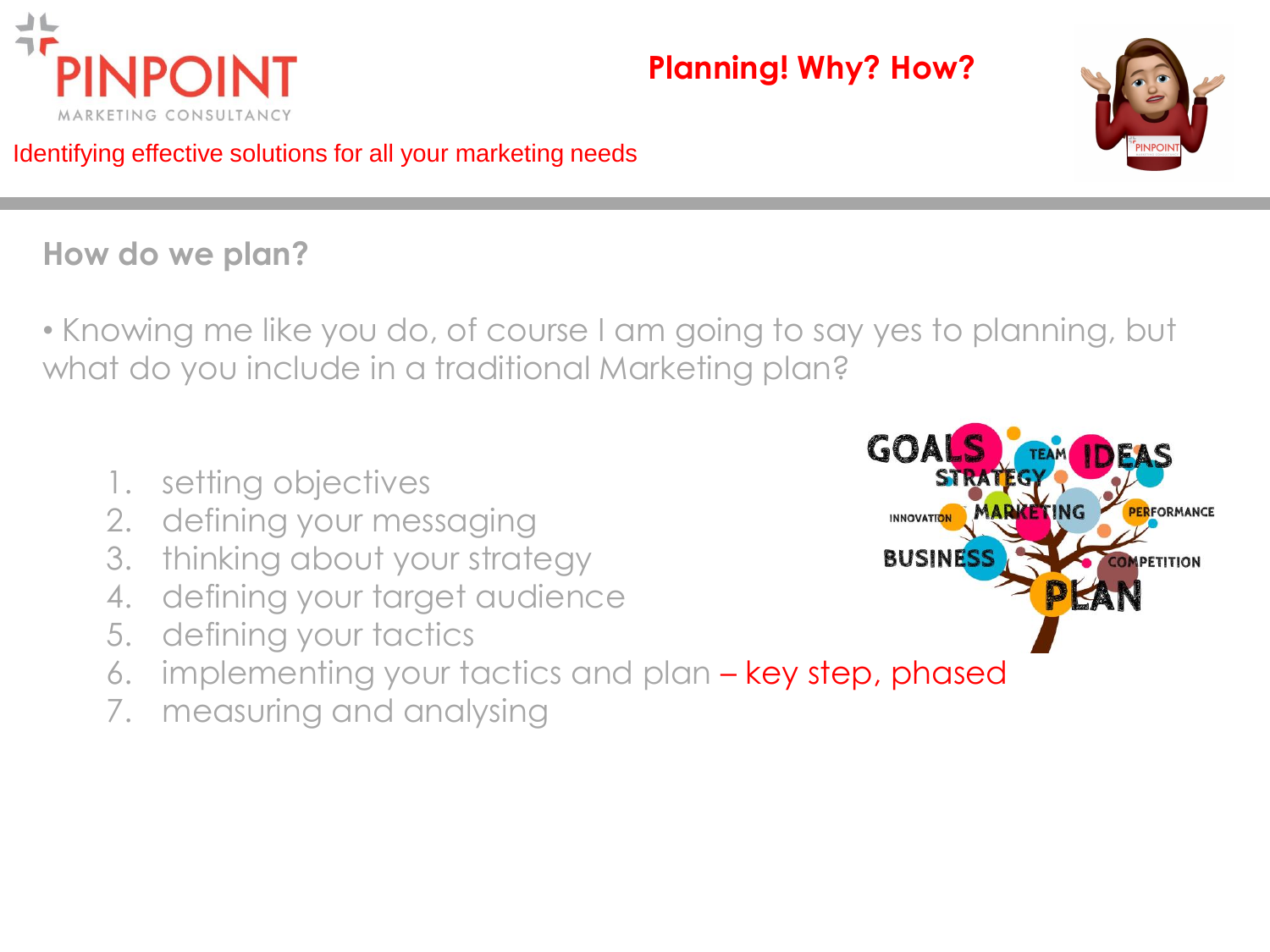PINPOINT MARKETING CONSULTANCY

Identifying effective solutions for all your marketing needs

**Planning! Why? How?**

## How do we plan?

- Knowing me like you do, of course I am going to say yes to planning, but what do you include in a traditional Marketing plan?

1. setting objectives
2. defining your messaging
3. thinking about your strategy
4. defining your target audience
5. defining your tactics
6. implementing your tactics and plan – key step, phased
7. measuring and analysing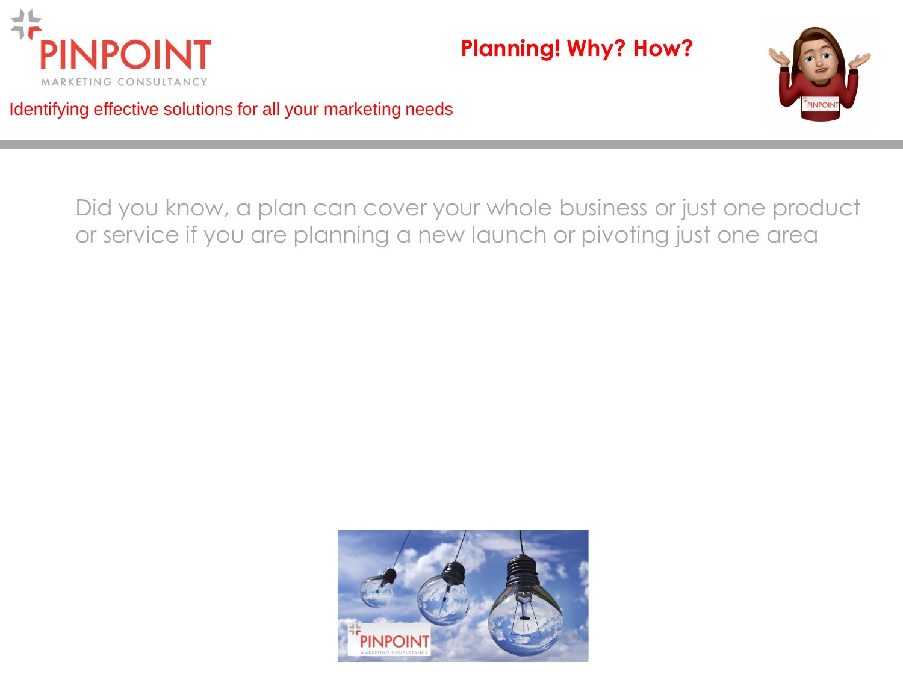PINPOINT

MARKETING CONSULTANCY

**Planning! Why? How?**

Identifying effective solutions for all your marketing needs

Did you know, a plan can cover your whole business or just one product or service if you are planning a new launch or pivoting just one area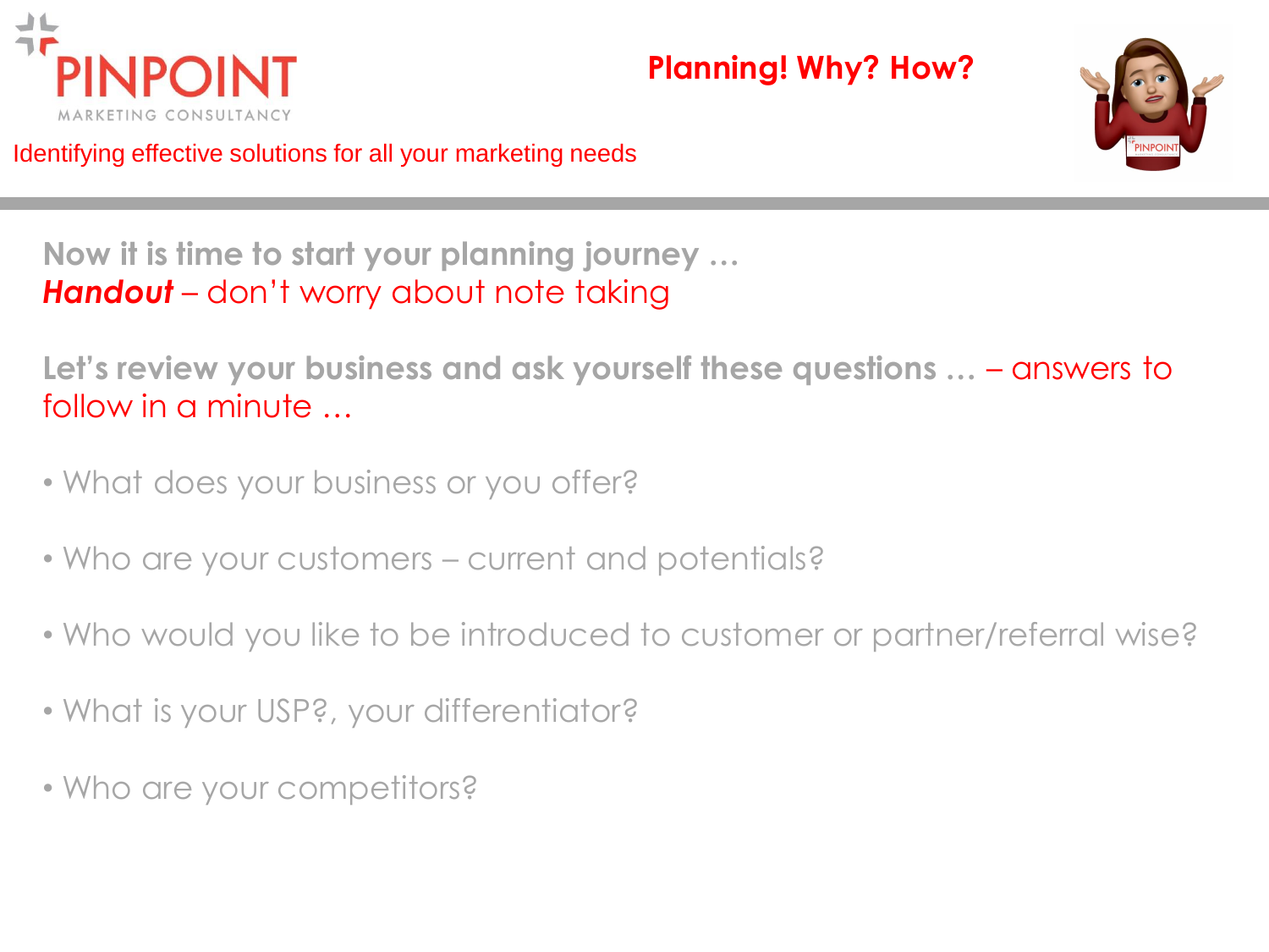PINPOINT MARKETING CONSULTANCY

Identifying effective solutions for all your marketing needs

## Planning! Why? How?

**Now it is time to start your planning journey …**
***Handout*** – don't worry about note taking

**Let's review your business and ask yourself these questions …** – answers to follow in a minute …

- What does your business or you offer?
- Who are your customers – current and potentials?
- Who would you like to be introduced to customer or partner/referral wise?
- What is your USP?, your differentiator?
- Who are your competitors?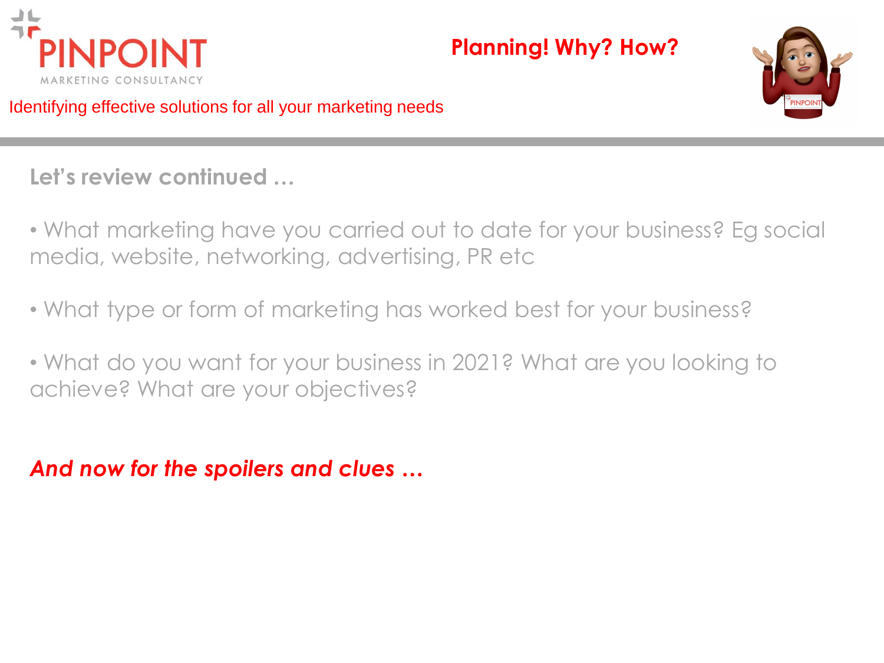Planning! Why? How?

Identifying effective solutions for all your marketing needs

## Let's review continued …

- What marketing have you carried out to date for your business? Eg social media, website, networking, advertising, PR etc

- What type or form of marketing has worked best for your business?

- What do you want for your business in 2021? What are you looking to achieve? What are your objectives?

***And now for the spoilers and clues …***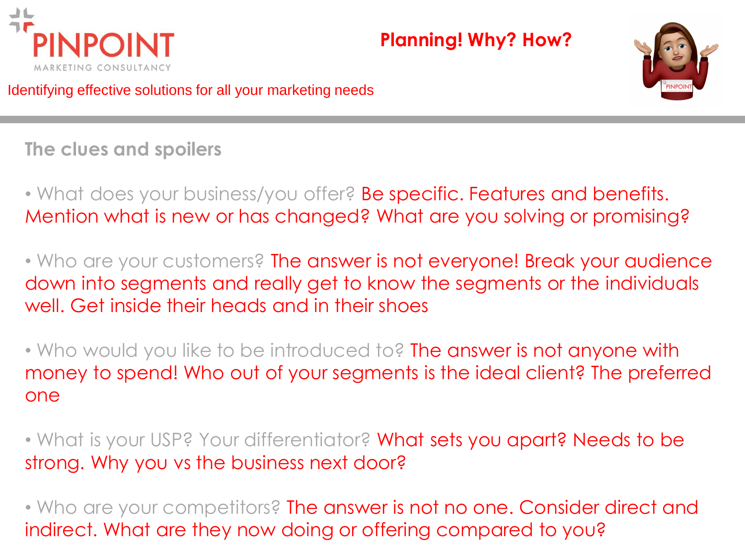## Planning! Why? How?

### The clues and spoilers

- What does your business/you offer? Be specific. Features and benefits. Mention what is new or has changed? What are you solving or promising?

- Who are your customers? The answer is not everyone! Break your audience down into segments and really get to know the segments or the individuals well. Get inside their heads and in their shoes

- Who would you like to be introduced to? The answer is not anyone with money to spend! Who out of your segments is the ideal client? The preferred one

- What is your USP? Your differentiator? What sets you apart? Needs to be strong. Why you vs the business next door?

- Who are your competitors? The answer is not no one. Consider direct and indirect. What are they now doing or offering compared to you?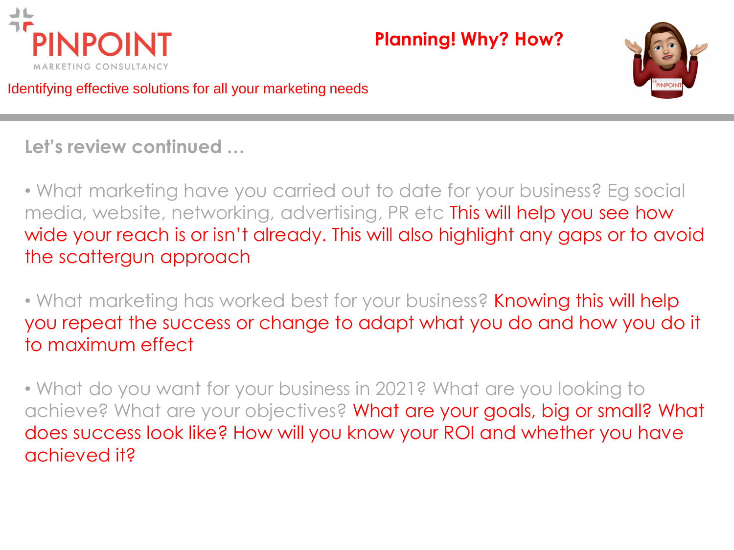# Planning! Why? How?

PINPOINT MARKETING CONSULTANCY

Identifying effective solutions for all your marketing needs

## Let's review continued …

- What marketing have you carried out to date for your business? Eg social media, website, networking, advertising, PR etc This will help you see how wide your reach is or isn't already. This will also highlight any gaps or to avoid the scattergun approach

- What marketing has worked best for your business? Knowing this will help you repeat the success or change to adapt what you do and how you do it to maximum effect

- What do you want for your business in 2021? What are you looking to achieve? What are your objectives? What are your goals, big or small? What does success look like? How will you know your ROI and whether you have achieved it?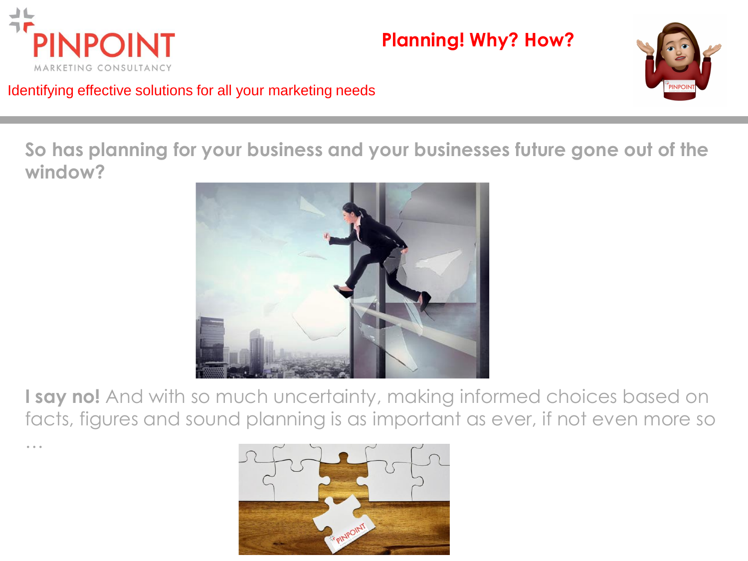**Planning! Why? How?**

**So has planning for your business and your businesses future gone out of the window?**

**I say no!** And with so much uncertainty, making informed choices based on facts, figures and sound planning is as important as ever, if not even more so …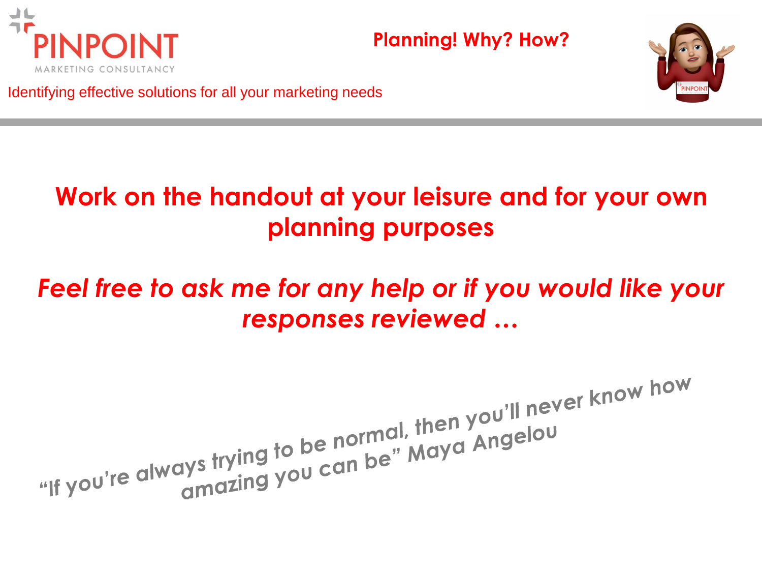# Planning! Why? How?

PINPOINT MARKETING CONSULTANCY

Identifying effective solutions for all your marketing needs

## Work on the handout at your leisure and for your own planning purposes

***Feel free to ask me for any help or if you would like your responses reviewed …***

"If you're always trying to be normal, then you'll never know how amazing you can be" Maya Angelou